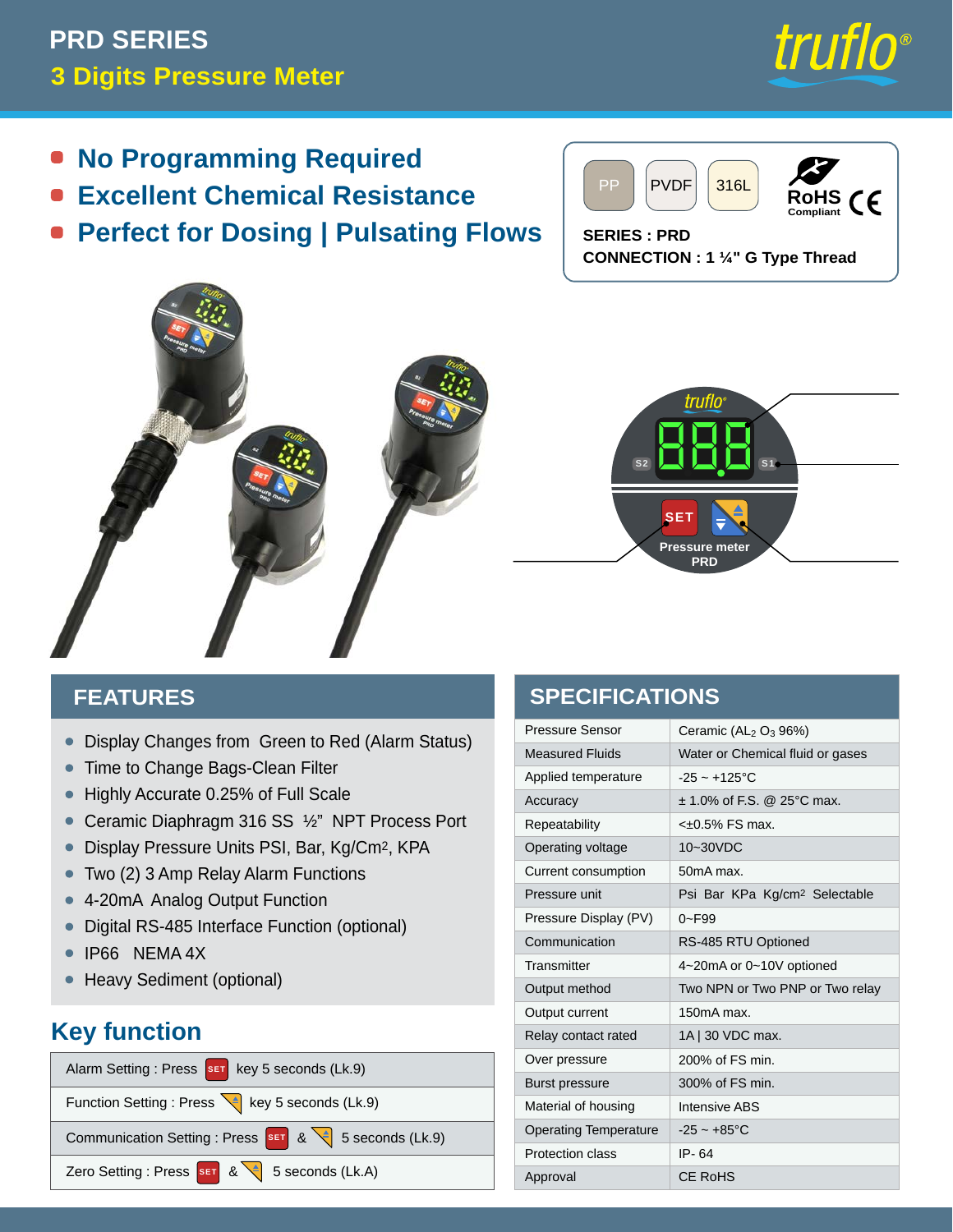# PRD SERIES

## 3 Digits Pressure Meter

- **No Programming Required**
- **Excellent Chemical Resistance**
- **Perfect for Dosing | Pulsating Flows**

PP | PVDF | 316L

RoHS Compliant CE

**SERIES : PRD**

**CONNECTION : 1 ¼" G Type Thread**

## FEATURES

- Display Changes from Green to Red (Alarm Status)
- Time to Change Bags-Clean Filter
- Highly Accurate 0.25% of Full Scale
- Ceramic Diaphragm 316 SS ½" NPT Process Port
- Display Pressure Units PSI, Bar, Kg/Cm$^2$, KPA
- Two (2) 3 Amp Relay Alarm Functions
- 4-20mA Analog Output Function
- Digital RS-485 Interface Function (optional)
- IP66 NEMA 4X
- Heavy Sediment (optional)

## Key function

| |
|---|
| Alarm Setting : Press SET key 5 seconds (Lk.9) |
| Function Setting : Press ▲▼ key 5 seconds (Lk.9) |
| Communication Setting : Press SET & ▲▼ 5 seconds (Lk.9) |
| Zero Setting : Press SET & ▲▼ 5 seconds (Lk.A) |

## SPECIFICATIONS

| | |
|---|---|
| Pressure Sensor | Ceramic ($AL_2$ $O_3$ 96%) |
| Measured Fluids | Water or Chemical fluid or gases |
| Applied temperature | -25 ~ +125°C |
| Accuracy | ± 1.0% of F.S. @ 25°C max. |
| Repeatability | <±0.5% FS max. |
| Operating voltage | 10~30VDC |
| Current consumption | 50mA max. |
| Pressure unit | Psi Bar KPa Kg/cm$^2$ Selectable |
| Pressure Display (PV) | 0~F99 |
| Communication | RS-485 RTU Optioned |
| Transmitter | 4~20mA or 0~10V optioned |
| Output method | Two NPN or Two PNP or Two relay |
| Output current | 150mA max. |
| Relay contact rated | 1A \| 30 VDC max. |
| Over pressure | 200% of FS min. |
| Burst pressure | 300% of FS min. |
| Material of housing | Intensive ABS |
| Operating Temperature | -25 ~ +85°C |
| Protection class | IP- 64 |
| Approval | CE RoHS |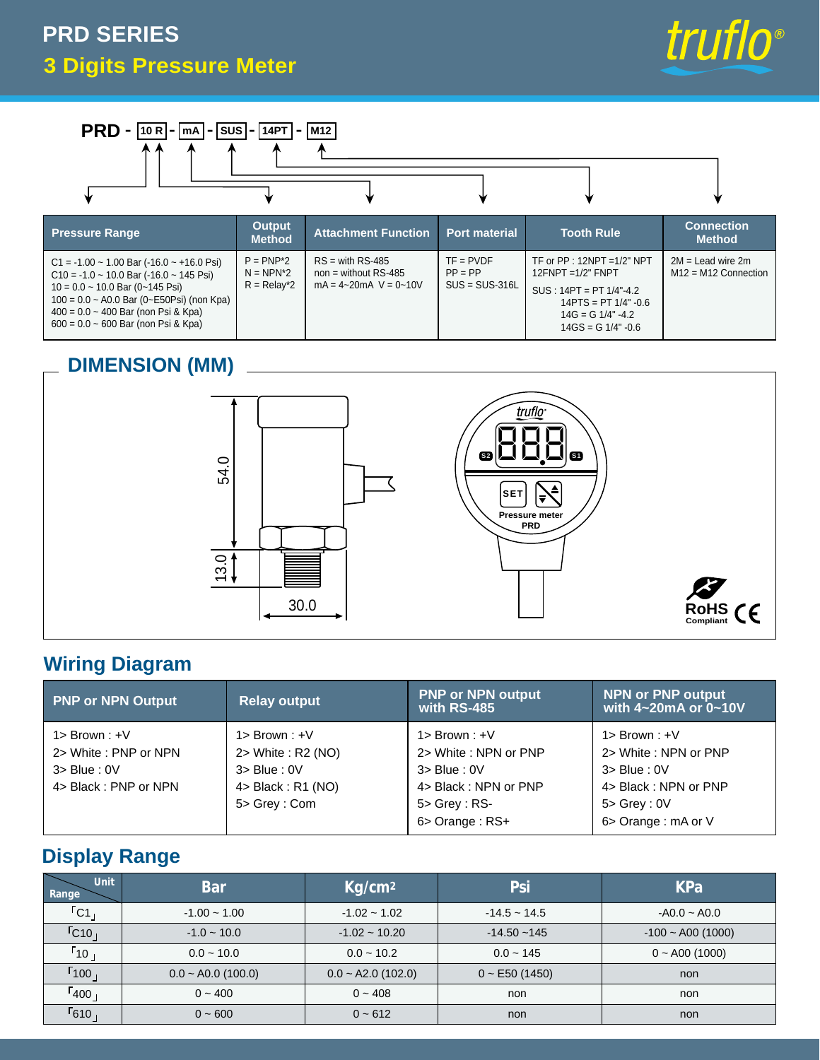# PRD SERIES

## 3 Digits Pressure Meter

truflo®

**PRD - 10 R - mA - SUS - 14PT - M12**

| Pressure Range | Output Method | Attachment Function | Port material | Tooth Rule | Connection Method |
|---|---|---|---|---|---|
| C1 = -1.00 ~ 1.00 Bar (-16.0 ~ +16.0 Psi)<br>C10 = -1.0 ~ 10.0 Bar (-16.0 ~ 145 Psi)<br>10 = 0.0 ~ 10.0 Bar (0~145 Psi)<br>100 = 0.0 ~ A0.0 Bar (0~E50Psi) (non Kpa)<br>400 = 0.0 ~ 400 Bar (non Psi & Kpa)<br>600 = 0.0 ~ 600 Bar (non Psi & Kpa) | P = PNP*2<br>N = NPN*2<br>R = Relay*2 | RS = with RS-485<br>non = without RS-485<br>mA = 4~20mA V = 0~10V | TF = PVDF<br>PP = PP<br>SUS = SUS-316L | TF or PP : 12NPT =1/2" NPT<br>12FNPT =1/2" FNPT<br>SUS : 14PT = PT 1/4"-4.2<br>14PTS = PT 1/4" -0.6<br>14G = G 1/4" -4.2<br>14GS = G 1/4" -0.6 | 2M = Lead wire 2m<br>M12 = M12 Connection |

## DIMENSION (MM)

54.0

13.0

30.0

truflo

888

S2 S1

SET

Pressure meter
PRD

RoHS Compliant CE

## Wiring Diagram

| PNP or NPN Output | Relay output | PNP or NPN output with RS-485 | NPN or PNP output with 4~20mA or 0~10V |
|---|---|---|---|
| 1> Brown : +V<br>2> White : PNP or NPN<br>3> Blue : 0V<br>4> Black : PNP or NPN | 1> Brown : +V<br>2> White : R2 (NO)<br>3> Blue : 0V<br>4> Black : R1 (NO)<br>5> Grey : Com | 1> Brown : +V<br>2> White : NPN or PNP<br>3> Blue : 0V<br>4> Black : NPN or PNP<br>5> Grey : RS-<br>6> Orange : RS+ | 1> Brown : +V<br>2> White : NPN or PNP<br>3> Blue : 0V<br>4> Black : NPN or PNP<br>5> Grey : 0V<br>6> Orange : mA or V |

## Display Range

| Unit / Range | Bar | Kg/cm² | Psi | KPa |
|---|---|---|---|---|
| ⌜C1⌟ | -1.00 ~ 1.00 | -1.02 ~ 1.02 | -14.5 ~ 14.5 | -A0.0 ~ A0.0 |
| ⌜C10⌟ | -1.0 ~ 10.0 | -1.02 ~ 10.20 | -14.50 ~145 | -100 ~ A00 (1000) |
| ⌜10⌟ | 0.0 ~ 10.0 | 0.0 ~ 10.2 | 0.0 ~ 145 | 0 ~ A00 (1000) |
| ⌜100⌟ | 0.0 ~ A0.0 (100.0) | 0.0 ~ A2.0 (102.0) | 0 ~ E50 (1450) | non |
| ⌜400⌟ | 0 ~ 400 | 0 ~ 408 | non | non |
| ⌜610⌟ | 0 ~ 600 | 0 ~ 612 | non | non |